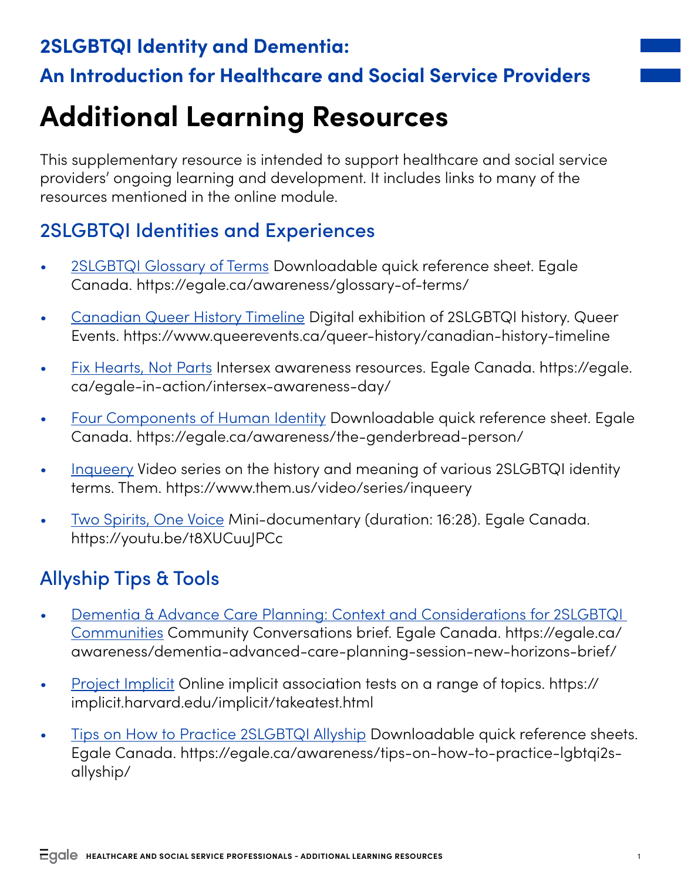## 2SLGBTQI Identity and Dementia:

## An Introduction for Healthcare and Social Service Providers

# Additional Learning Resources

This supplementary resource is intended to support healthcare and social service providers' ongoing learning and development. It includes links to many of the resources mentioned in the online module.

## 2SLGBTQI Identities and Experiences

- 2SLGBTQI Glossary of Terms Downloadable quick reference sheet. Egale Canada. https://egale.ca/awareness/glossary-of-terms/
- Canadian Queer History Timeline Digital exhibition of 2SLGBTQI history. Queer Events. https://www.queerevents.ca/queer-history/canadian-history-timeline
- Fix Hearts, Not Parts Intersex awareness resources. Egale Canada. https://egale.ca/egale-in-action/intersex-awareness-day/
- Four Components of Human Identity Downloadable quick reference sheet. Egale Canada. https://egale.ca/awareness/the-genderbread-person/
- Inqueery Video series on the history and meaning of various 2SLGBTQI identity terms. Them. https://www.them.us/video/series/inqueery
- Two Spirits, One Voice Mini-documentary (duration: 16:28). Egale Canada. https://youtu.be/t8XUCuuJPCc

## Allyship Tips & Tools

- Dementia & Advance Care Planning: Context and Considerations for 2SLGBTQI Communities Community Conversations brief. Egale Canada. https://egale.ca/awareness/dementia-advanced-care-planning-session-new-horizons-brief/
- Project Implicit Online implicit association tests on a range of topics. https://implicit.harvard.edu/implicit/takeatest.html
- Tips on How to Practice 2SLGBTQI Allyship Downloadable quick reference sheets. Egale Canada. https://egale.ca/awareness/tips-on-how-to-practice-lgbtqi2s-allyship/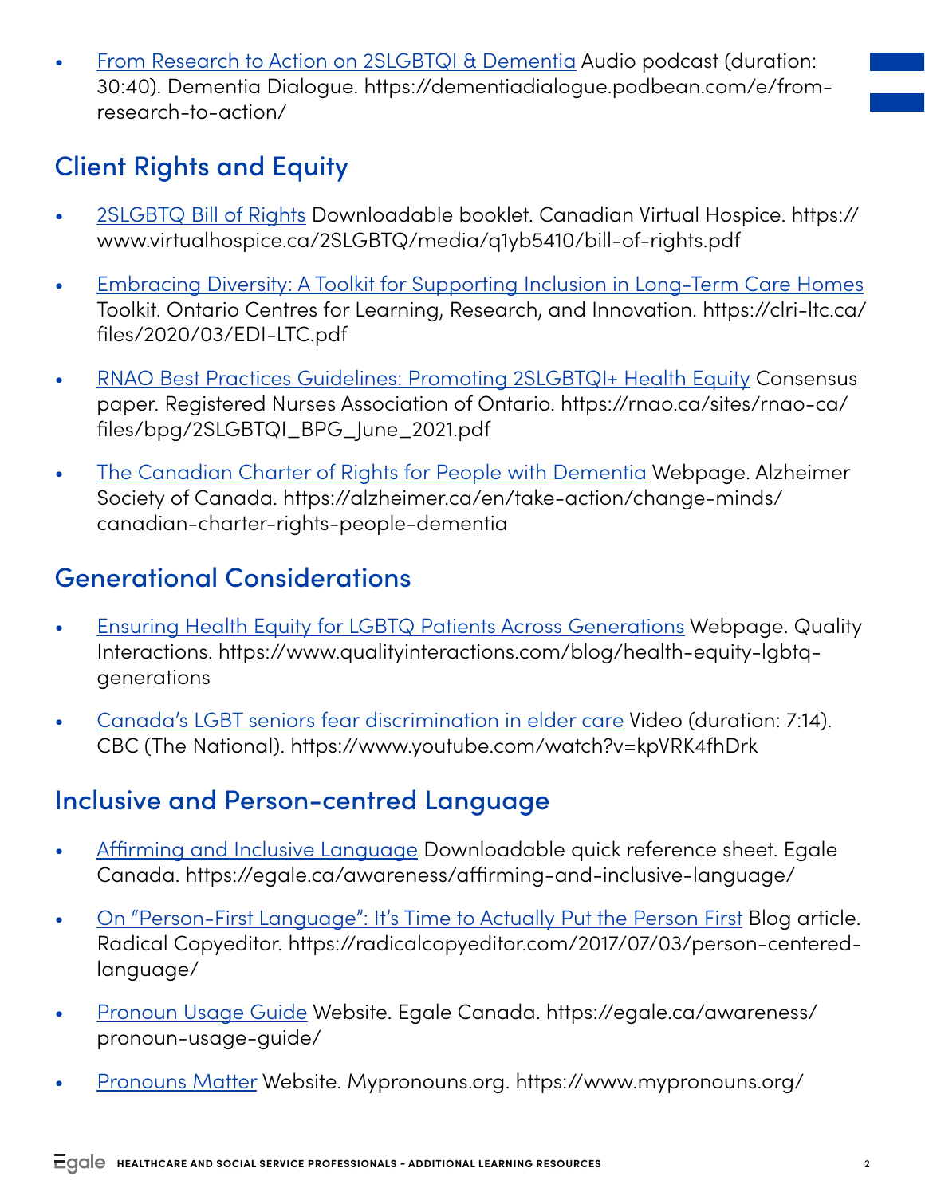- [From Research to Action on 2SLGBTQI & Dementia](https://dementiadialogue.podbean.com/e/from-research-to-action/) Audio podcast (duration: 30:40). Dementia Dialogue. https://dementiadialogue.podbean.com/e/from-research-to-action/

## Client Rights and Equity

- [2SLGBTQ Bill of Rights](https://www.virtualhospice.ca/2SLGBTQ/media/q1yb5410/bill-of-rights.pdf) Downloadable booklet. Canadian Virtual Hospice. https://www.virtualhospice.ca/2SLGBTQ/media/q1yb5410/bill-of-rights.pdf
- [Embracing Diversity: A Toolkit for Supporting Inclusion in Long-Term Care Homes](https://clri-ltc.ca/files/2020/03/EDI-LTC.pdf) Toolkit. Ontario Centres for Learning, Research, and Innovation. https://clri-ltc.ca/files/2020/03/EDI-LTC.pdf
- [RNAO Best Practices Guidelines: Promoting 2SLGBTQI+ Health Equity](https://rnao.ca/sites/rnao-ca/files/bpg/2SLGBTQI_BPG_June_2021.pdf) Consensus paper. Registered Nurses Association of Ontario. https://rnao.ca/sites/rnao-ca/files/bpg/2SLGBTQI_BPG_June_2021.pdf
- [The Canadian Charter of Rights for People with Dementia](https://alzheimer.ca/en/take-action/change-minds/canadian-charter-rights-people-dementia) Webpage. Alzheimer Society of Canada. https://alzheimer.ca/en/take-action/change-minds/canadian-charter-rights-people-dementia

## Generational Considerations

- [Ensuring Health Equity for LGBTQ Patients Across Generations](https://www.qualityinteractions.com/blog/health-equity-lgbtq-generations) Webpage. Quality Interactions. https://www.qualityinteractions.com/blog/health-equity-lgbtq-generations
- [Canada's LGBT seniors fear discrimination in elder care](https://www.youtube.com/watch?v=kpVRK4fhDrk) Video (duration: 7:14). CBC (The National). https://www.youtube.com/watch?v=kpVRK4fhDrk

## Inclusive and Person-centred Language

- [Affirming and Inclusive Language](https://egale.ca/awareness/affirming-and-inclusive-language/) Downloadable quick reference sheet. Egale Canada. https://egale.ca/awareness/affirming-and-inclusive-language/
- [On "Person-First Language": It's Time to Actually Put the Person First](https://radicalcopyeditor.com/2017/07/03/person-centered-language/) Blog article. Radical Copyeditor. https://radicalcopyeditor.com/2017/07/03/person-centered-language/
- [Pronoun Usage Guide](https://egale.ca/awareness/pronoun-usage-guide/) Website. Egale Canada. https://egale.ca/awareness/pronoun-usage-guide/
- [Pronouns Matter](https://www.mypronouns.org/) Website. Mypronouns.org. https://www.mypronouns.org/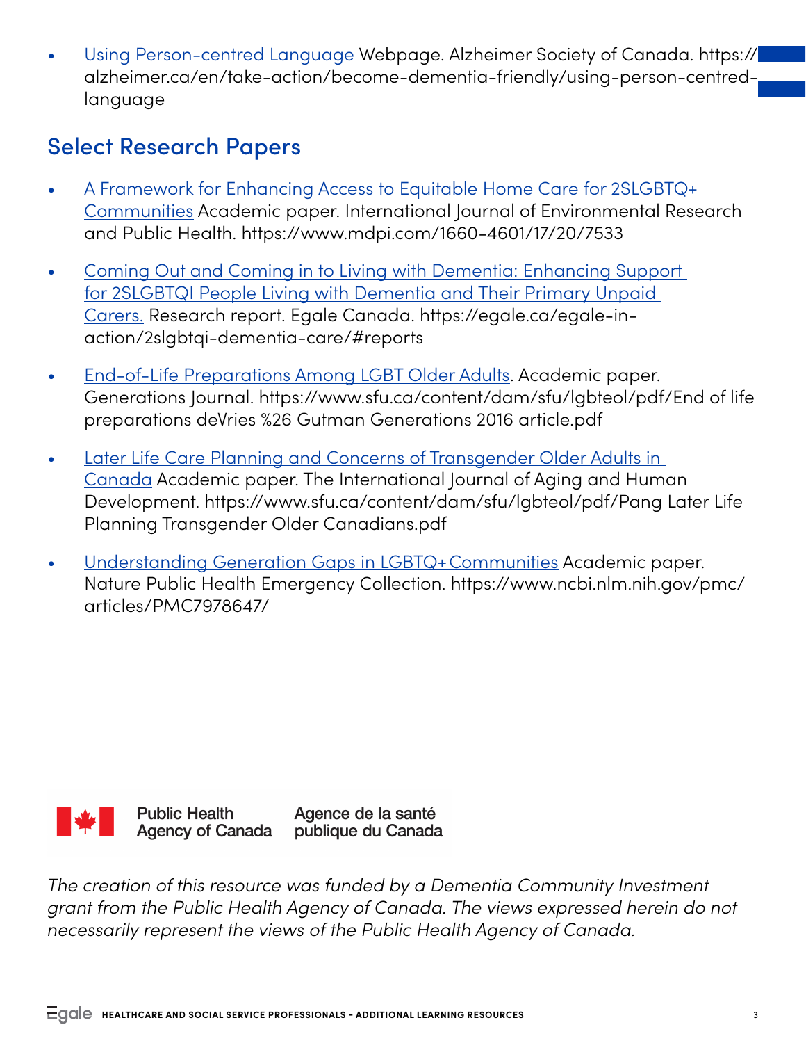- Using Person-centred Language Webpage. Alzheimer Society of Canada. https://alzheimer.ca/en/take-action/become-dementia-friendly/using-person-centred-language

## Select Research Papers

- A Framework for Enhancing Access to Equitable Home Care for 2SLGBTQ+ Communities Academic paper. International Journal of Environmental Research and Public Health. https://www.mdpi.com/1660-4601/17/20/7533
- Coming Out and Coming in to Living with Dementia: Enhancing Support for 2SLGBTQI People Living with Dementia and Their Primary Unpaid Carers. Research report. Egale Canada. https://egale.ca/egale-in-action/2slgbtqi-dementia-care/#reports
- End-of-Life Preparations Among LGBT Older Adults. Academic paper. Generations Journal. https://www.sfu.ca/content/dam/sfu/lgbteol/pdf/End of life preparations deVries %26 Gutman Generations 2016 article.pdf
- Later Life Care Planning and Concerns of Transgender Older Adults in Canada Academic paper. The International Journal of Aging and Human Development. https://www.sfu.ca/content/dam/sfu/lgbteol/pdf/Pang Later Life Planning Transgender Older Canadians.pdf
- Understanding Generation Gaps in LGBTQ+ Communities Academic paper. Nature Public Health Emergency Collection. https://www.ncbi.nlm.nih.gov/pmc/articles/PMC7978647/

Public Health Agency of Canada | Agence de la santé publique du Canada

*The creation of this resource was funded by a Dementia Community Investment grant from the Public Health Agency of Canada. The views expressed herein do not necessarily represent the views of the Public Health Agency of Canada.*